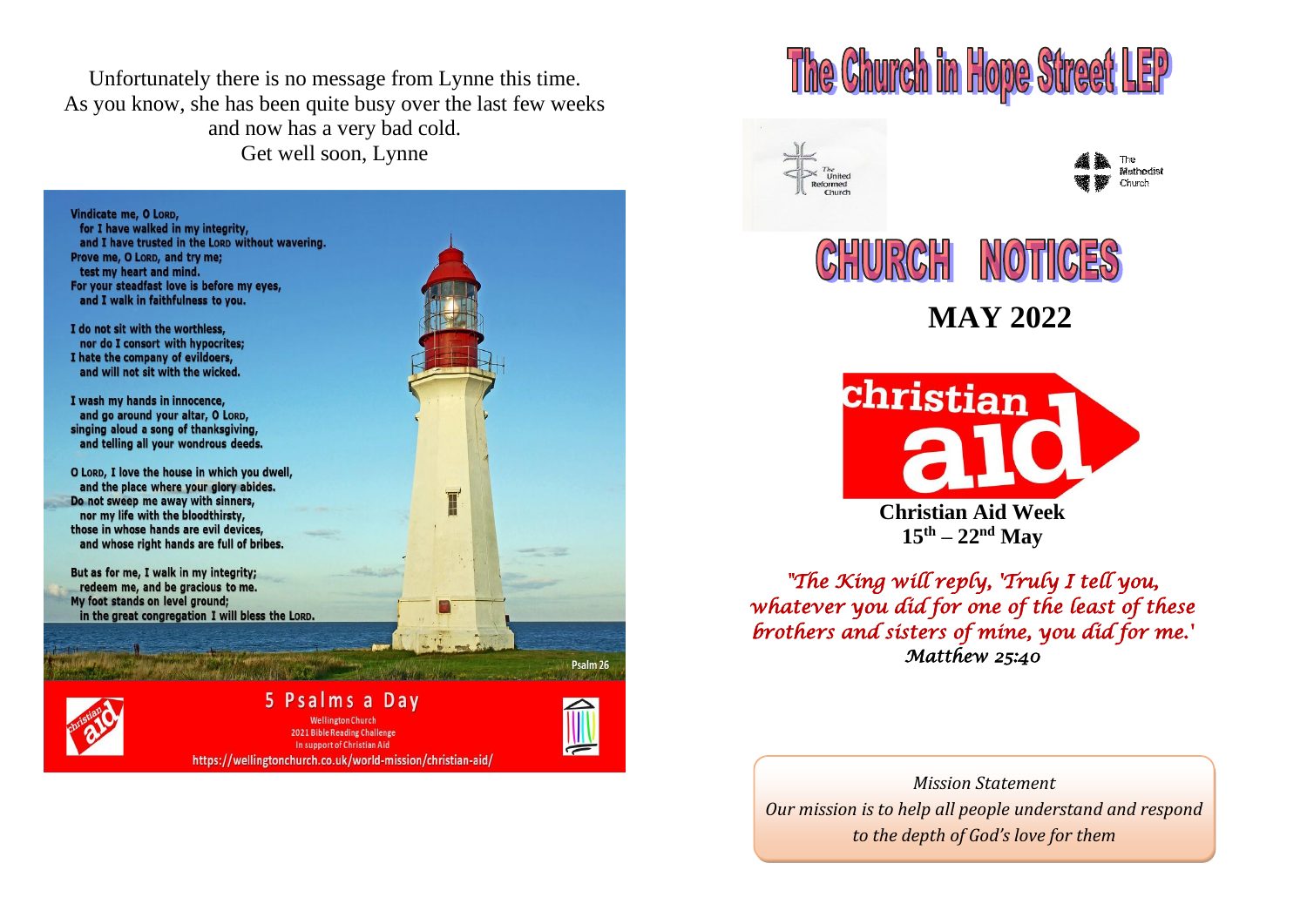Unfortunately there is no message from Lynne this time.
As you know, she has been quite busy over the last few weeks and now has a very bad cold.
Get well soon, Lynne

Vindicate me, O LORD,
for I have walked in my integrity,
and I have trusted in the LORD without wavering.
Prove me, O LORD, and try me;
test my heart and mind.
For your steadfast love is before my eyes,
and I walk in faithfulness to you.

I do not sit with the worthless,
nor do I consort with hypocrites;
I hate the company of evildoers,
and will not sit with the wicked.

I wash my hands in innocence,
and go around your altar, O LORD,
singing aloud a song of thanksgiving,
and telling all your wondrous deeds.

O LORD, I love the house in which you dwell,
and the place where your glory abides.
Do not sweep me away with sinners,
nor my life with the bloodthirsty,
those in whose hands are evil devices,
and whose right hands are full of bribes.

But as for me, I walk in my integrity;
redeem me, and be gracious to me.
My foot stands on level ground;
in the great congregation I will bless the LORD.

Psalm 26

**5 Psalms a Day**

Wellington Church
2021 Bible Reading Challenge
In support of Christian Aid
https://wellingtonchurch.co.uk/world-mission/christian-aid/

# The Church in Hope Street LEP

The United Reformed Church

The Methodist Church

# CHURCH NOTICES

## MAY 2022

christian aid

**Christian Aid Week**
**15th – 22nd May**

*"The King will reply, 'Truly I tell you, whatever you did for one of the least of these brothers and sisters of mine, you did for me.'*
*Matthew 25:40*

*Mission Statement*
*Our mission is to help all people understand and respond to the depth of God's love for them*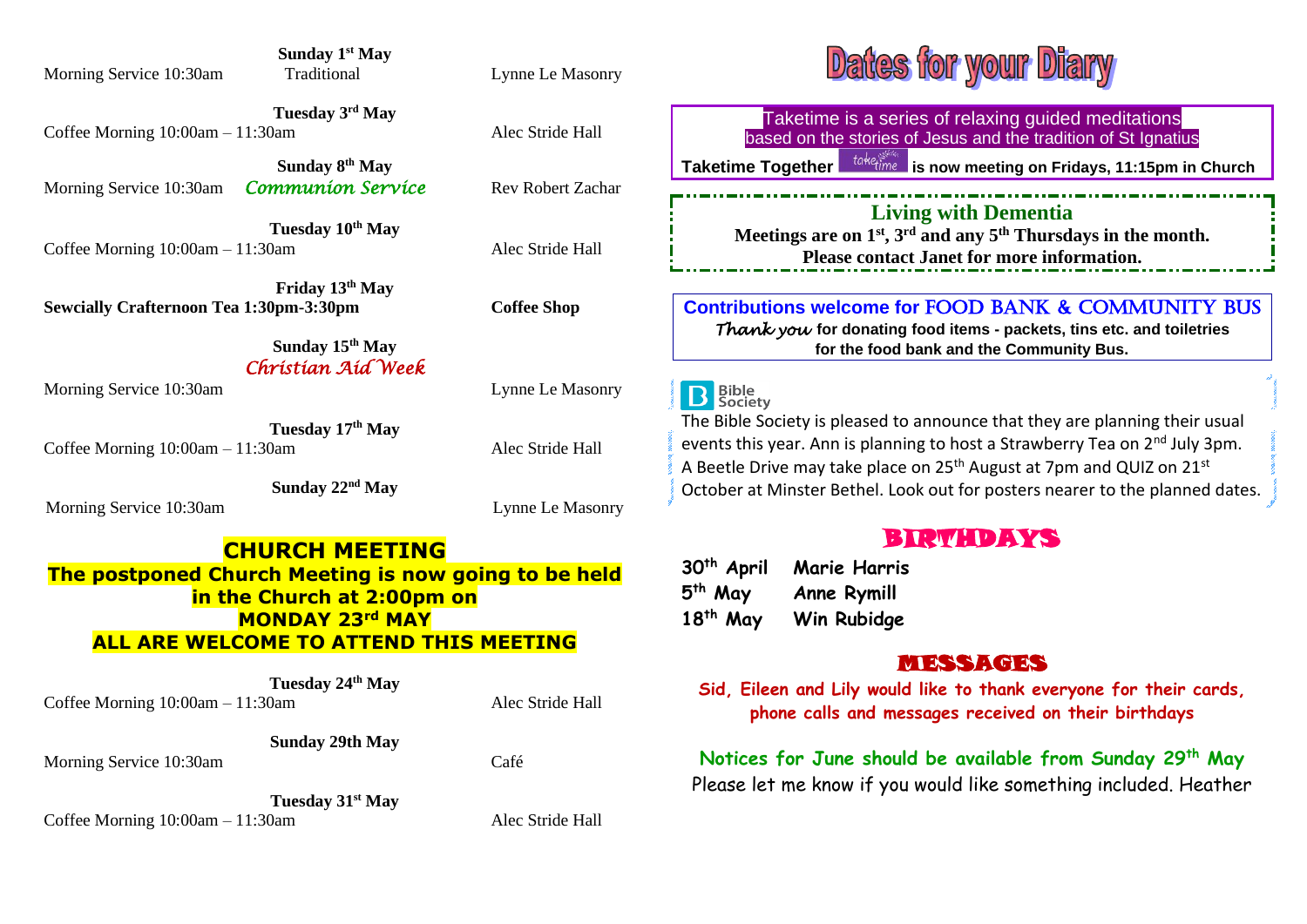**Sunday 1st May**

Morning Service 10:30am Traditional Lynne Le Masonry

**Tuesday 3rd May**

Coffee Morning 10:00am – 11:30am Alec Stride Hall

**Sunday 8th May**

Morning Service 10:30am *Communion Service* Rev Robert Zachar

**Tuesday 10th May**

Coffee Morning 10:00am – 11:30am Alec Stride Hall

**Friday 13th May**

**Sewcially Crafternoon Tea 1:30pm-3:30pm** **Coffee Shop**

**Sunday 15th May**

*Christian Aid Week*

Morning Service 10:30am Lynne Le Masonry

**Tuesday 17th May**

Coffee Morning 10:00am – 11:30am Alec Stride Hall

**Sunday 22nd May**

Morning Service 10:30am Lynne Le Masonry

## CHURCH MEETING

**The postponed Church Meeting is now going to be held in the Church at 2:00pm on MONDAY 23rd MAY**

**ALL ARE WELCOME TO ATTEND THIS MEETING**

**Tuesday 24th May**

Coffee Morning 10:00am – 11:30am Alec Stride Hall

**Sunday 29th May**

Morning Service 10:30am Café

**Tuesday 31st May**

Coffee Morning 10:00am – 11:30am Alec Stride Hall

# Dates for your Diary

Taketime is a series of relaxing guided meditations based on the stories of Jesus and the tradition of St Ignatius

**Taketime Together** take time **is now meeting on Fridays, 11:15pm in Church**

## Living with Dementia

**Meetings are on 1st, 3rd and any 5th Thursdays in the month.**
**Please contact Janet for more information.**

**Contributions welcome for FOOD BANK & COMMUNITY BUS**

*Thank you* **for donating food items - packets, tins etc. and toiletries for the food bank and the Community Bus.**

Bible Society

The Bible Society is pleased to announce that they are planning their usual events this year. Ann is planning to host a Strawberry Tea on 2nd July 3pm. A Beetle Drive may take place on 25th August at 7pm and QUIZ on 21st October at Minster Bethel. Look out for posters nearer to the planned dates.

## BIRTHDAYS

**30th April** **Marie Harris**
**5th May** **Anne Rymill**
**18th May** **Win Rubidge**

## MESSAGES

**Sid, Eileen and Lily would like to thank everyone for their cards, phone calls and messages received on their birthdays**

**Notices for June should be available from Sunday 29th May**

Please let me know if you would like something included. Heather